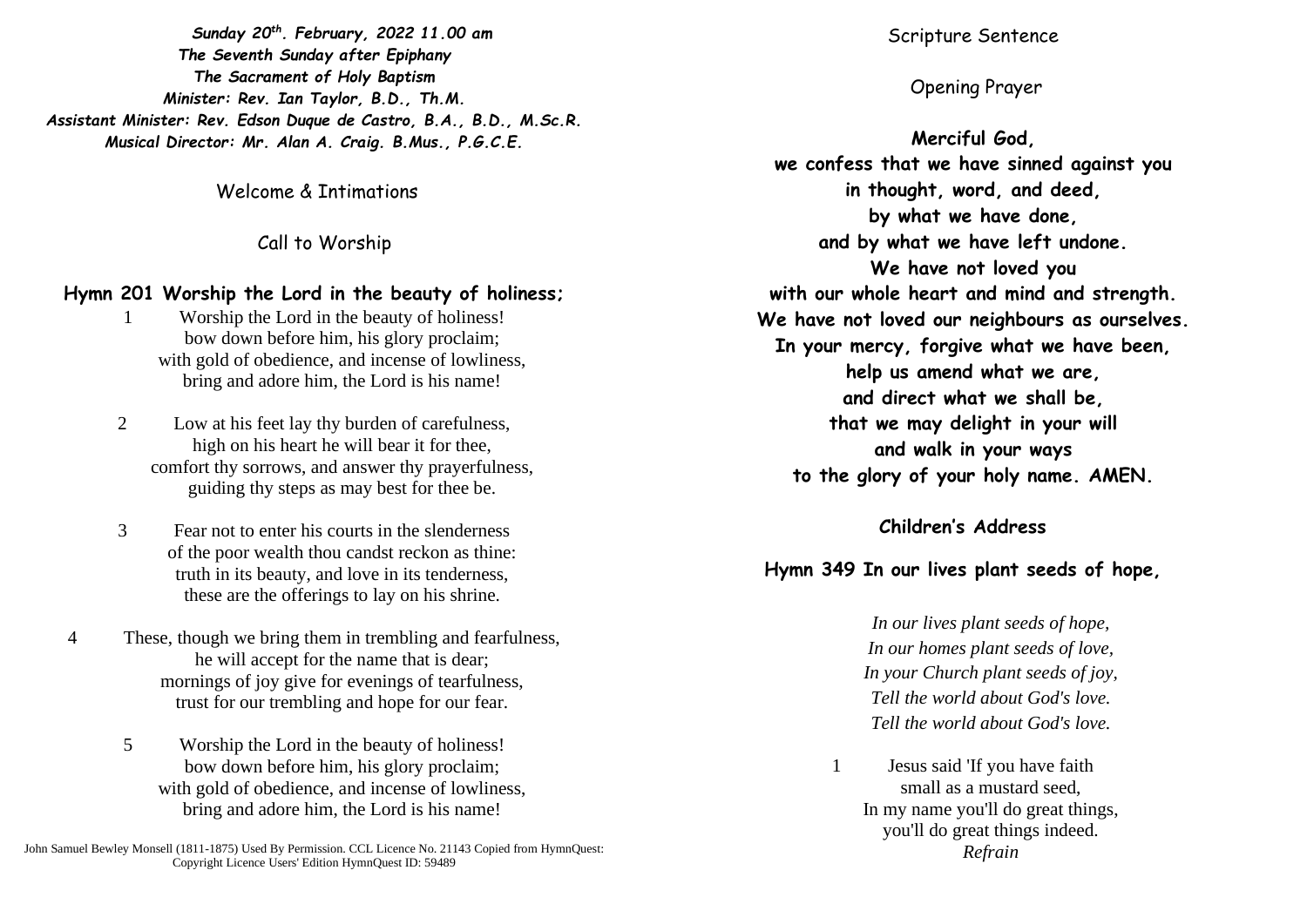***Sunday 20th. February, 2022 11.00 am***
***The Seventh Sunday after Epiphany***
***The Sacrament of Holy Baptism***
***Minister: Rev. Ian Taylor, B.D., Th.M.***
***Assistant Minister: Rev. Edson Duque de Castro, B.A., B.D., M.Sc.R.***
***Musical Director: Mr. Alan A. Craig. B.Mus., P.G.C.E.***

Welcome & Intimations

Call to Worship

**Hymn 201 Worship the Lord in the beauty of holiness;**

1 Worship the Lord in the beauty of holiness!
bow down before him, his glory proclaim;
with gold of obedience, and incense of lowliness,
bring and adore him, the Lord is his name!

2 Low at his feet lay thy burden of carefulness,
high on his heart he will bear it for thee,
comfort thy sorrows, and answer thy prayerfulness,
guiding thy steps as may best for thee be.

3 Fear not to enter his courts in the slenderness
of the poor wealth thou candst reckon as thine:
truth in its beauty, and love in its tenderness,
these are the offerings to lay on his shrine.

4 These, though we bring them in trembling and fearfulness,
he will accept for the name that is dear;
mornings of joy give for evenings of tearfulness,
trust for our trembling and hope for our fear.

5 Worship the Lord in the beauty of holiness!
bow down before him, his glory proclaim;
with gold of obedience, and incense of lowliness,
bring and adore him, the Lord is his name!

John Samuel Bewley Monsell (1811-1875) Used By Permission. CCL Licence No. 21143 Copied from HymnQuest: Copyright Licence Users' Edition HymnQuest ID: 59489

Scripture Sentence

Opening Prayer

**Merciful God,
we confess that we have sinned against you
in thought, word, and deed,
by what we have done,
and by what we have left undone.
We have not loved you
with our whole heart and mind and strength.
We have not loved our neighbours as ourselves.
In your mercy, forgive what we have been,
help us amend what we are,
and direct what we shall be,
that we may delight in your will
and walk in your ways
to the glory of your holy name. AMEN.**

**Children's Address**

**Hymn 349 In our lives plant seeds of hope,**

*In our lives plant seeds of hope,
In our homes plant seeds of love,
In your Church plant seeds of joy,
Tell the world about God's love.
Tell the world about God's love.*

1 Jesus said 'If you have faith
small as a mustard seed,
In my name you'll do great things,
you'll do great things indeed.
*Refrain*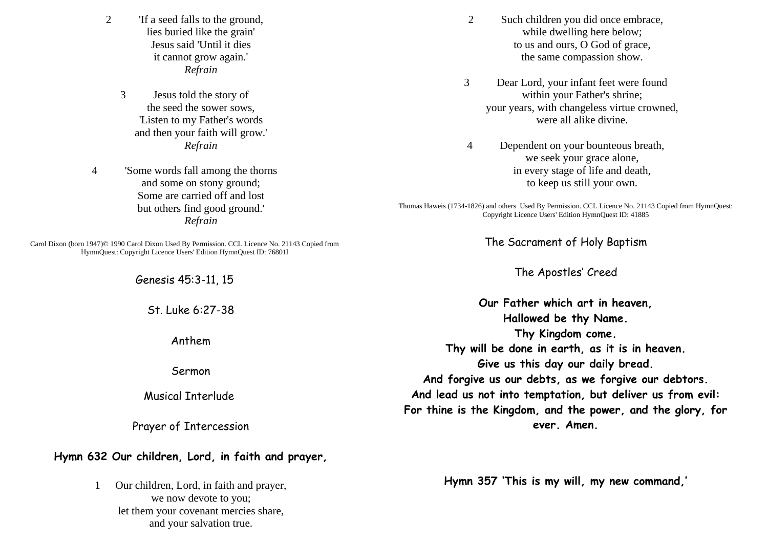2 'If a seed falls to the ground,
lies buried like the grain'
Jesus said 'Until it dies
it cannot grow again.'
*Refrain*

3 Jesus told the story of
the seed the sower sows,
'Listen to my Father's words
and then your faith will grow.'
*Refrain*

4 'Some words fall among the thorns
and some on stony ground;
Some are carried off and lost
but others find good ground.'
*Refrain*

Carol Dixon (born 1947)© 1990 Carol Dixon Used By Permission. CCL Licence No. 21143 Copied from HymnQuest: Copyright Licence Users' Edition HymnQuest ID: 76801l

Genesis 45:3-11, 15

St. Luke 6:27-38

Anthem

Sermon

Musical Interlude

Prayer of Intercession

**Hymn 632 Our children, Lord, in faith and prayer,**

1 Our children, Lord, in faith and prayer,
we now devote to you;
let them your covenant mercies share,
and your salvation true.

2 Such children you did once embrace,
while dwelling here below;
to us and ours, O God of grace,
the same compassion show.

3 Dear Lord, your infant feet were found
within your Father's shrine;
your years, with changeless virtue crowned,
were all alike divine.

4 Dependent on your bounteous breath,
we seek your grace alone,
in every stage of life and death,
to keep us still your own.

Thomas Haweis (1734-1826) and others Used By Permission. CCL Licence No. 21143 Copied from HymnQuest: Copyright Licence Users' Edition HymnQuest ID: 41885

The Sacrament of Holy Baptism

The Apostles' Creed

**Our Father which art in heaven,
Hallowed be thy Name.
Thy Kingdom come.
Thy will be done in earth, as it is in heaven.
Give us this day our daily bread.
And forgive us our debts, as we forgive our debtors.
And lead us not into temptation, but deliver us from evil:
For thine is the Kingdom, and the power, and the glory, for ever. Amen.**

**Hymn 357 'This is my will, my new command,'**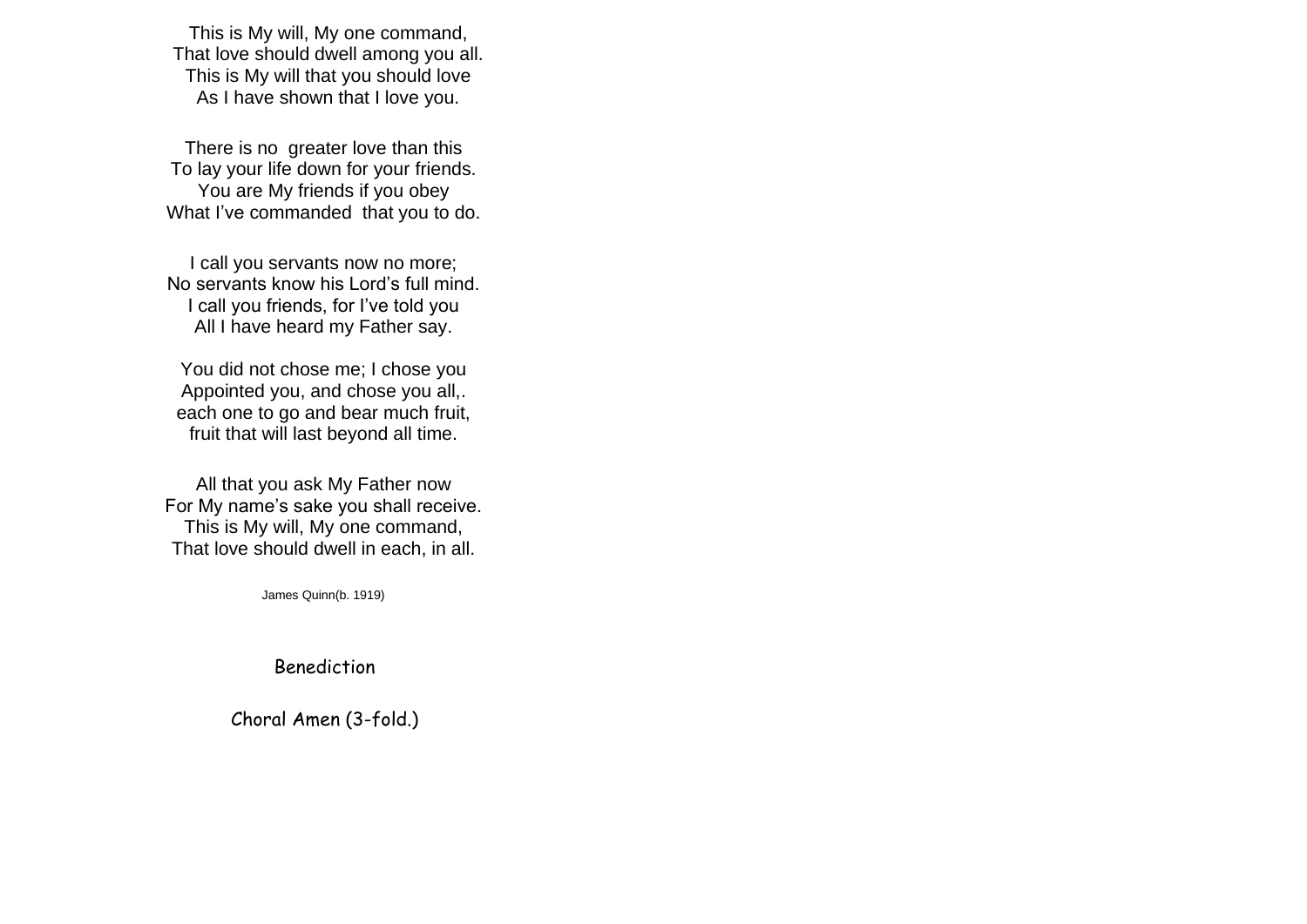This is My will, My one command,
That love should dwell among you all.
This is My will that you should love
As I have shown that I love you.

There is no greater love than this
To lay your life down for your friends.
You are My friends if you obey
What I've commanded that you to do.

I call you servants now no more;
No servants know his Lord's full mind.
I call you friends, for I've told you
All I have heard my Father say.

You did not chose me; I chose you
Appointed you, and chose you all,.
each one to go and bear much fruit,
fruit that will last beyond all time.

All that you ask My Father now
For My name's sake you shall receive.
This is My will, My one command,
That love should dwell in each, in all.

James Quinn(b. 1919)

Benediction

Choral Amen (3-fold.)